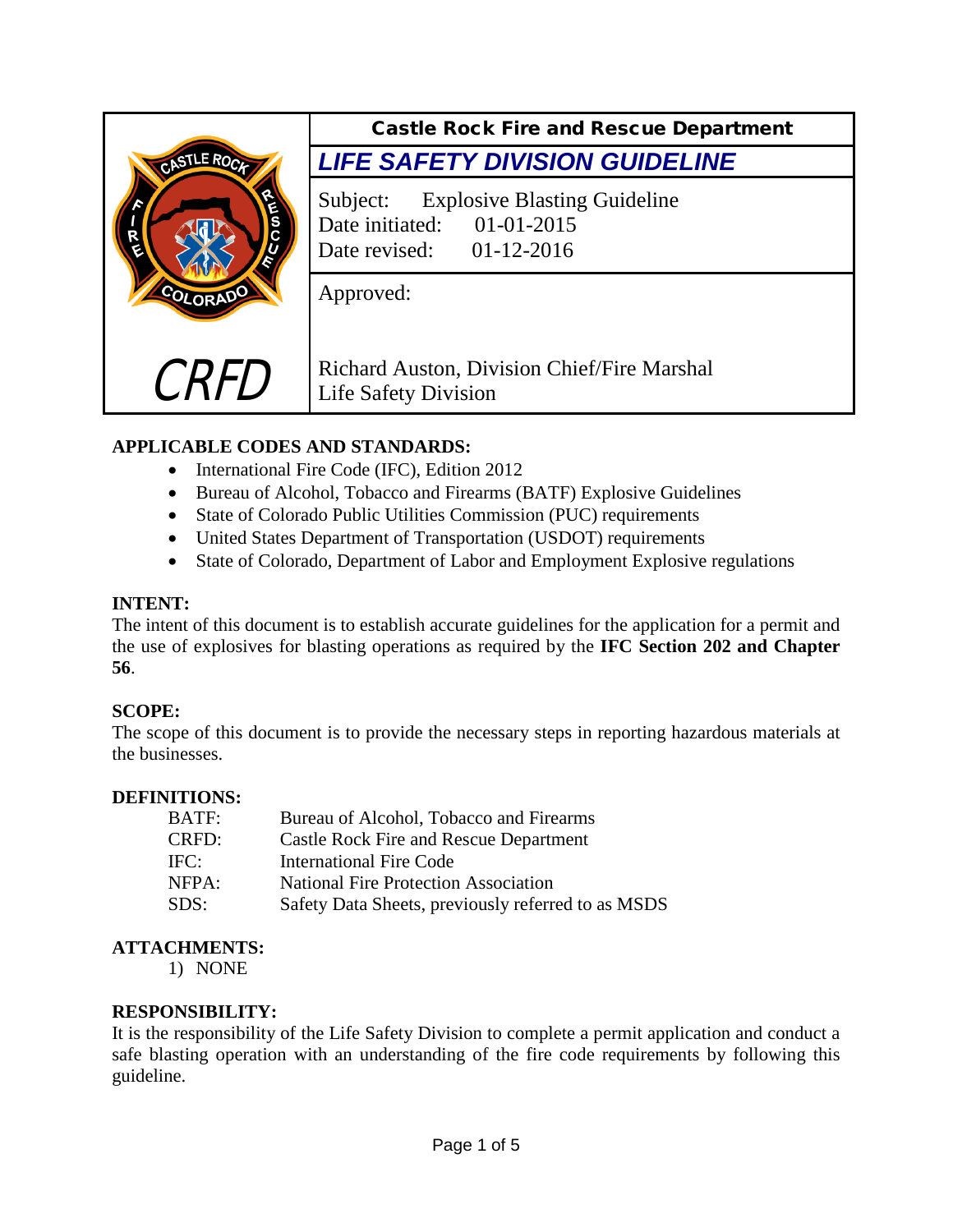| CRFD | Castle Rock Fire and Rescue Department |
|---|---|
| | ***LIFE SAFETY DIVISION GUIDELINE*** |
| | Subject: Explosive Blasting Guideline<br>Date initiated: 01-01-2015<br>Date revised: 01-12-2016 |
| | Approved:<br><br>Richard Auston, Division Chief/Fire Marshal<br>Life Safety Division |

**APPLICABLE CODES AND STANDARDS:**

- International Fire Code (IFC), Edition 2012
- Bureau of Alcohol, Tobacco and Firearms (BATF) Explosive Guidelines
- State of Colorado Public Utilities Commission (PUC) requirements
- United States Department of Transportation (USDOT) requirements
- State of Colorado, Department of Labor and Employment Explosive regulations

**INTENT:**

The intent of this document is to establish accurate guidelines for the application for a permit and the use of explosives for blasting operations as required by the **IFC Section 202 and Chapter 56**.

**SCOPE:**

The scope of this document is to provide the necessary steps in reporting hazardous materials at the businesses.

**DEFINITIONS:**

| | |
|---|---|
| BATF: | Bureau of Alcohol, Tobacco and Firearms |
| CRFD: | Castle Rock Fire and Rescue Department |
| IFC: | International Fire Code |
| NFPA: | National Fire Protection Association |
| SDS: | Safety Data Sheets, previously referred to as MSDS |

**ATTACHMENTS:**

1) NONE

**RESPONSIBILITY:**

It is the responsibility of the Life Safety Division to complete a permit application and conduct a safe blasting operation with an understanding of the fire code requirements by following this guideline.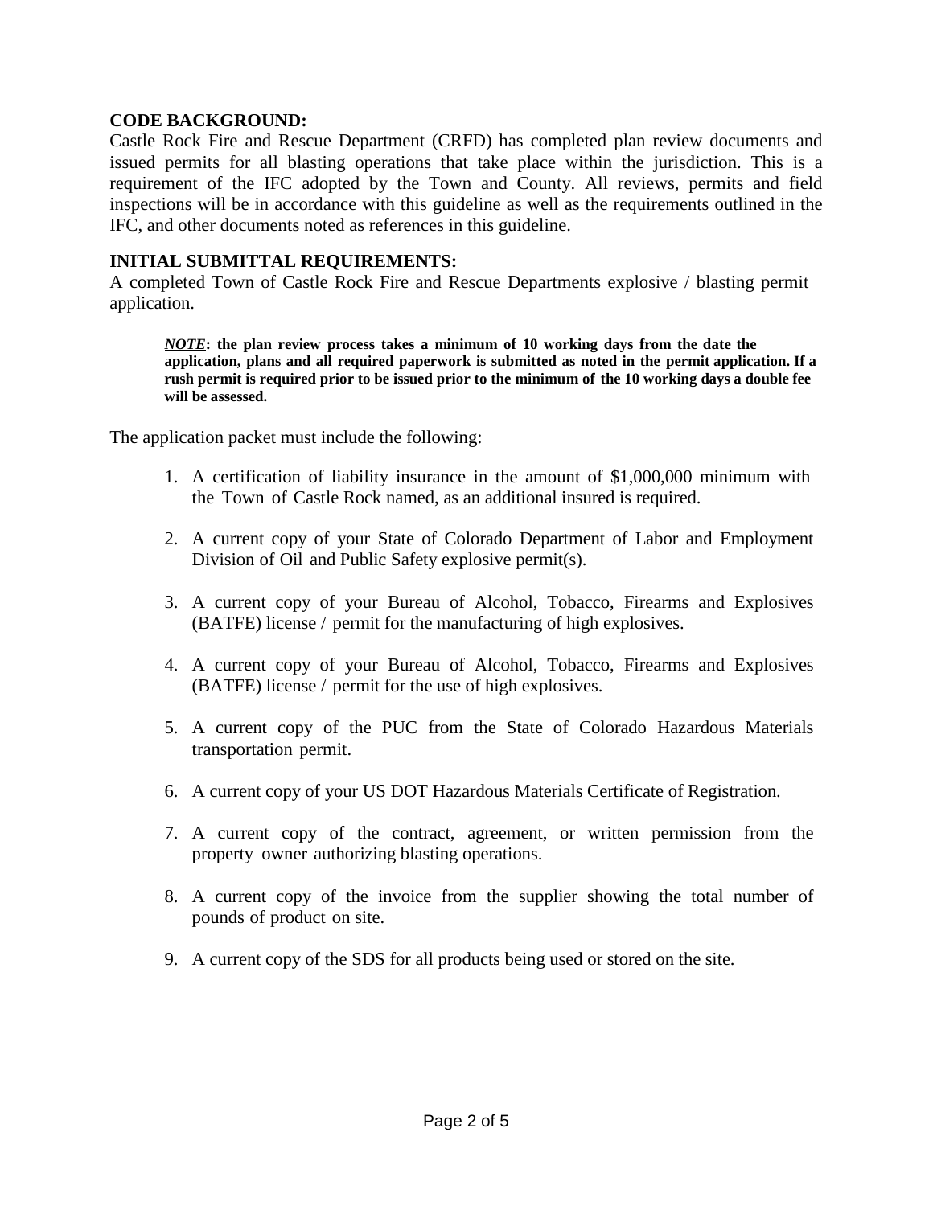## CODE BACKGROUND:

Castle Rock Fire and Rescue Department (CRFD) has completed plan review documents and issued permits for all blasting operations that take place within the jurisdiction. This is a requirement of the IFC adopted by the Town and County. All reviews, permits and field inspections will be in accordance with this guideline as well as the requirements outlined in the IFC, and other documents noted as references in this guideline.

## INITIAL SUBMITTAL REQUIREMENTS:

A completed Town of Castle Rock Fire and Rescue Departments explosive / blasting permit application.

> ***NOTE*: the plan review process takes a minimum of 10 working days from the date the application, plans and all required paperwork is submitted as noted in the permit application. If a rush permit is required prior to be issued prior to the minimum of the 10 working days a double fee will be assessed.**

The application packet must include the following:

1. A certification of liability insurance in the amount of $1,000,000 minimum with the Town of Castle Rock named, as an additional insured is required.
2. A current copy of your State of Colorado Department of Labor and Employment Division of Oil and Public Safety explosive permit(s).
3. A current copy of your Bureau of Alcohol, Tobacco, Firearms and Explosives (BATFE) license / permit for the manufacturing of high explosives.
4. A current copy of your Bureau of Alcohol, Tobacco, Firearms and Explosives (BATFE) license / permit for the use of high explosives.
5. A current copy of the PUC from the State of Colorado Hazardous Materials transportation permit.
6. A current copy of your US DOT Hazardous Materials Certificate of Registration.
7. A current copy of the contract, agreement, or written permission from the property owner authorizing blasting operations.
8. A current copy of the invoice from the supplier showing the total number of pounds of product on site.
9. A current copy of the SDS for all products being used or stored on the site.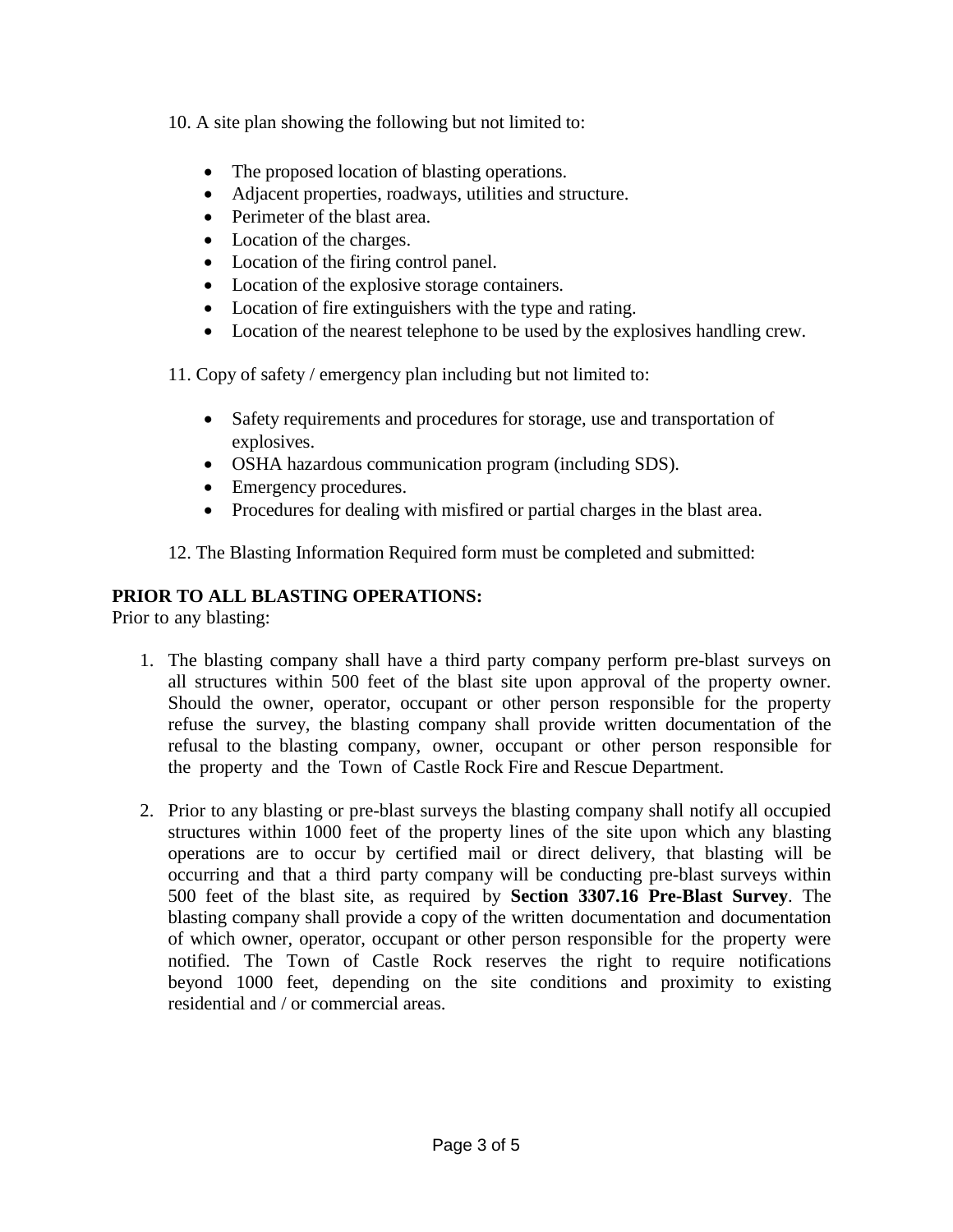10. A site plan showing the following but not limited to:

- The proposed location of blasting operations.
- Adjacent properties, roadways, utilities and structure.
- Perimeter of the blast area.
- Location of the charges.
- Location of the firing control panel.
- Location of the explosive storage containers.
- Location of fire extinguishers with the type and rating.
- Location of the nearest telephone to be used by the explosives handling crew.

11. Copy of safety / emergency plan including but not limited to:

- Safety requirements and procedures for storage, use and transportation of explosives.
- OSHA hazardous communication program (including SDS).
- Emergency procedures.
- Procedures for dealing with misfired or partial charges in the blast area.

12. The Blasting Information Required form must be completed and submitted:

**PRIOR TO ALL BLASTING OPERATIONS:**

Prior to any blasting:

1. The blasting company shall have a third party company perform pre-blast surveys on all structures within 500 feet of the blast site upon approval of the property owner. Should the owner, operator, occupant or other person responsible for the property refuse the survey, the blasting company shall provide written documentation of the refusal to the blasting company, owner, occupant or other person responsible for the property and the Town of Castle Rock Fire and Rescue Department.

2. Prior to any blasting or pre-blast surveys the blasting company shall notify all occupied structures within 1000 feet of the property lines of the site upon which any blasting operations are to occur by certified mail or direct delivery, that blasting will be occurring and that a third party company will be conducting pre-blast surveys within 500 feet of the blast site, as required by **Section 3307.16 Pre-Blast Survey**. The blasting company shall provide a copy of the written documentation and documentation of which owner, operator, occupant or other person responsible for the property were notified. The Town of Castle Rock reserves the right to require notifications beyond 1000 feet, depending on the site conditions and proximity to existing residential and / or commercial areas.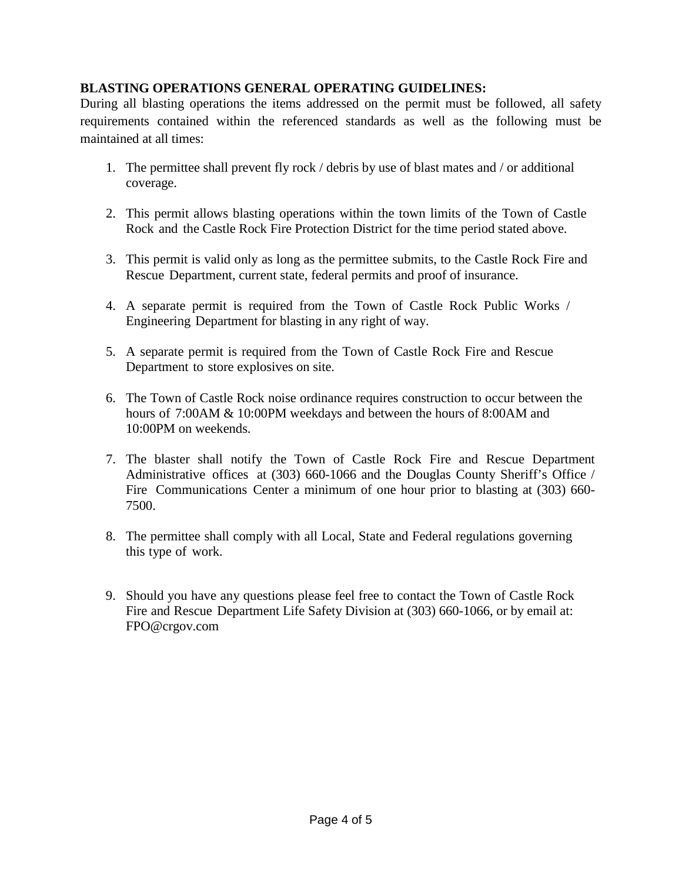**BLASTING OPERATIONS GENERAL OPERATING GUIDELINES:**

During all blasting operations the items addressed on the permit must be followed, all safety requirements contained within the referenced standards as well as the following must be maintained at all times:

1. The permittee shall prevent fly rock / debris by use of blast mates and / or additional coverage.

2. This permit allows blasting operations within the town limits of the Town of Castle Rock and the Castle Rock Fire Protection District for the time period stated above.

3. This permit is valid only as long as the permittee submits, to the Castle Rock Fire and Rescue Department, current state, federal permits and proof of insurance.

4. A separate permit is required from the Town of Castle Rock Public Works / Engineering Department for blasting in any right of way.

5. A separate permit is required from the Town of Castle Rock Fire and Rescue Department to store explosives on site.

6. The Town of Castle Rock noise ordinance requires construction to occur between the hours of 7:00AM & 10:00PM weekdays and between the hours of 8:00AM and 10:00PM on weekends.

7. The blaster shall notify the Town of Castle Rock Fire and Rescue Department Administrative offices at (303) 660-1066 and the Douglas County Sheriff's Office / Fire Communications Center a minimum of one hour prior to blasting at (303) 660-7500.

8. The permittee shall comply with all Local, State and Federal regulations governing this type of work.

9. Should you have any questions please feel free to contact the Town of Castle Rock Fire and Rescue Department Life Safety Division at (303) 660-1066, or by email at: FPO@crgov.com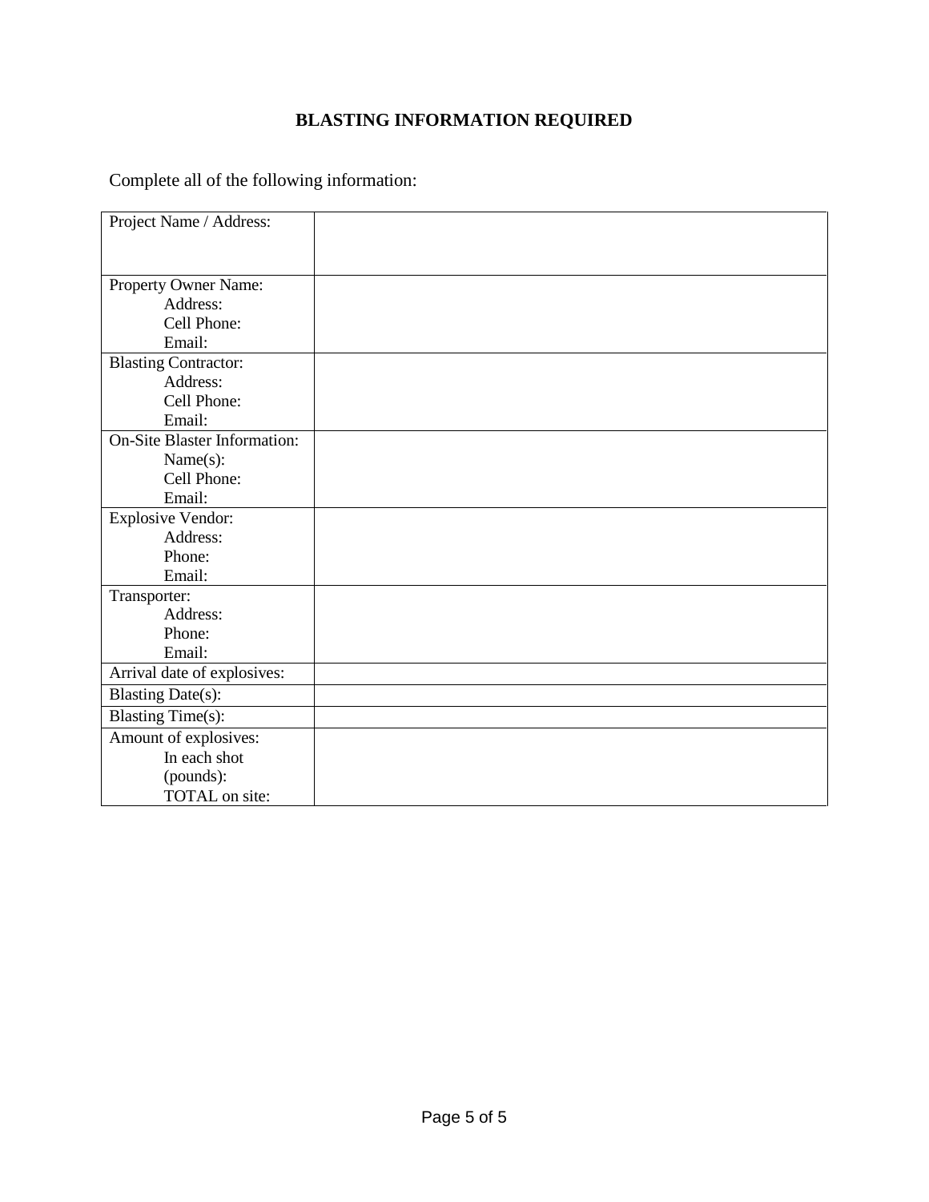# BLASTING INFORMATION REQUIRED

Complete all of the following information:

| | |
|---|---|
| Project Name / Address: | |
| Property Owner Name:<br>Address:<br>Cell Phone:<br>Email: | |
| Blasting Contractor:<br>Address:<br>Cell Phone:<br>Email: | |
| On-Site Blaster Information:<br>Name(s):<br>Cell Phone:<br>Email: | |
| Explosive Vendor:<br>Address:<br>Phone:<br>Email: | |
| Transporter:<br>Address:<br>Phone:<br>Email: | |
| Arrival date of explosives: | |
| Blasting Date(s): | |
| Blasting Time(s): | |
| Amount of explosives:<br>In each shot (pounds):<br>TOTAL on site: | |